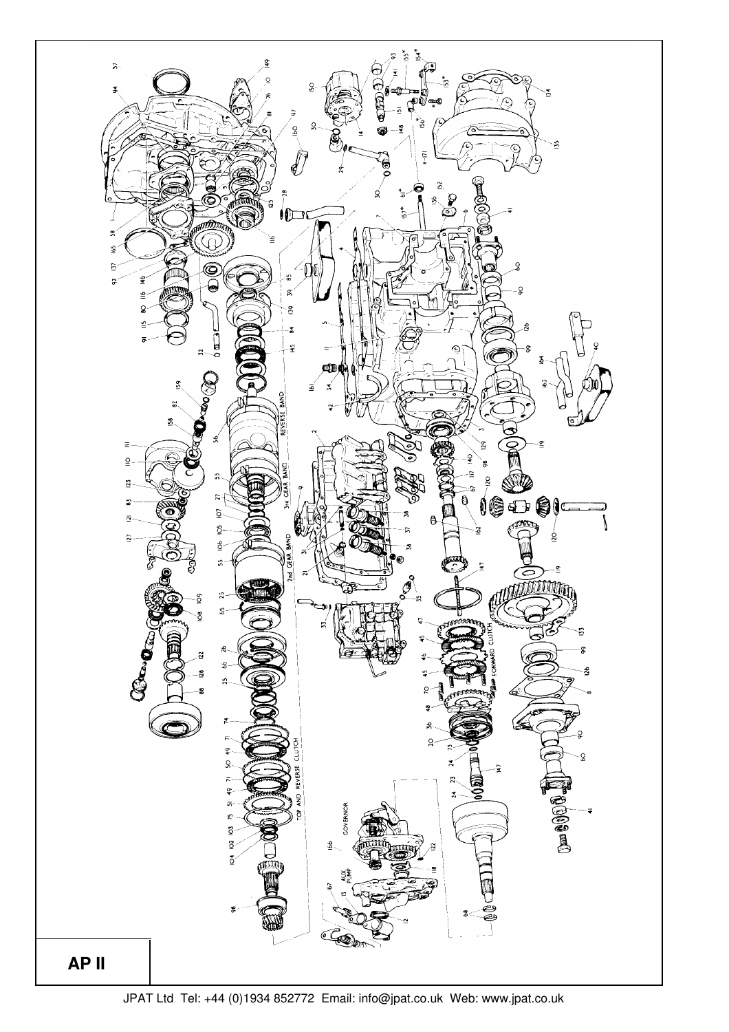**AP II**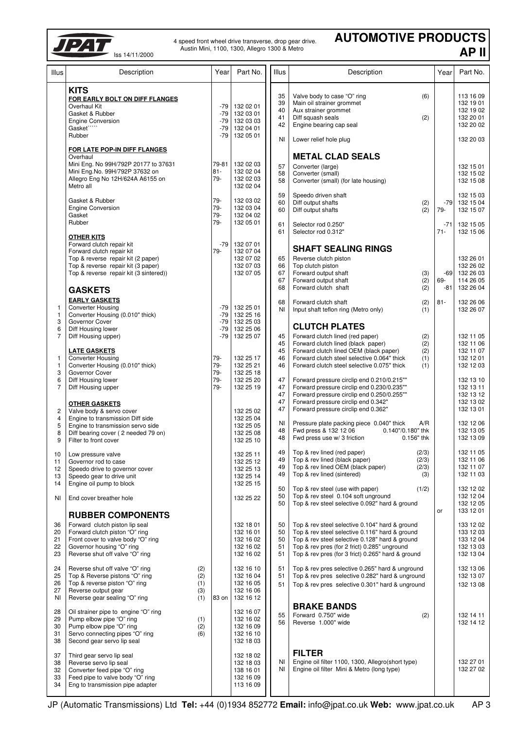**JPAT** Iss 14/11/2000

4 speed front wheel drive transverse, drop gear drive. Austin Mini, 1100, 1300, Allegro 1300 & Metro

# AUTOMOTIVE PRODUCTS AP II

| Illus | Description | Qty | Year | Part No. |
|---|---|---|---|---|
| | **KITS** | | | |
| | **FOR EARLY BOLT ON DIFF FLANGES** | | | |
| | Overhaul Kit | | -79 | 132 02 01 |
| | Gasket & Rubber | | -79 | 132 03 01 |
| | Engine Conversion | | -79 | 132 03 03 |
| | Gasket`````` | | -79 | 132 04 01 |
| | Rubber | | -79 | 132 05 01 |
| | **FOR LATE POP-IN DIFF FLANGES** | | | |
| | Overhaul | | | |
| | Mini Eng. No 99H/792P 20177 to 37631 | | 79-81 | 132 02 03 |
| | Mini Eng.No. 99H/792P 37632 on | | 81- | 132 02 04 |
| | Allegro Eng No 12H/624A A6155 on | | 79- | 132 02 03 |
| | Metro all | | | 132 02 04 |
| | Gasket & Rubber | | 79- | 132 03 02 |
| | Engine Conversion | | 79- | 132 03 04 |
| | Gasket | | 79- | 132 04 02 |
| | Rubber | | 79- | 132 05 01 |
| | **OTHER KITS** | | | |
| | Forward clutch repair kit | | -79 | 132 07 01 |
| | Forward clutch repair kit | | 79- | 132 07 04 |
| | Top & reverse repair kit (2 paper) | | | 132 07 02 |
| | Top & reverse repair kit (3 paper) | | | 132 07 03 |
| | Top & reverse repair kit (3 sintered)) | | | 132 07 05 |
| | **GASKETS** | | | |
| | **EARLY GASKETS** | | | |
| 1 | Converter Housing | | -79 | 132 25 01 |
| 1 | Converter Housing (0.010" thick) | | -79 | 132 25 16 |
| 3 | Governor Cover | | -79 | 132 25 03 |
| 6 | Diff Housing lower | | -79 | 132 25 06 |
| 7 | Diff Housing (upper) | | -79 | 132 25 07 |
| | **LATE GASKETS** | | | |
| 1 | Converter Housing | | 79- | 132 25 17 |
| 1 | Converter Housing (0.010" thick) | | 79- | 132 25 21 |
| 3 | Governor Cover | | 79- | 132 25 18 |
| 6 | Diff Housing lower | | 79- | 132 25 20 |
| 7 | Diff Housing upper | | 79- | 132 25 19 |
| | **OTHER GASKETS** | | | |
| 2 | Valve body & servo cover | | | 132 25 02 |
| 4 | Engine to transmission Diff side | | | 132 25 04 |
| 5 | Engine to transmission servo side | | | 132 25 05 |
| 8 | Diff bearing cover ( 2 needed 79 on) | | | 132 25 08 |
| 9 | Filter to front cover | | | 132 25 10 |
| 10 | Low pressure valve | | | 132 25 11 |
| 11 | Governor rod to case | | | 132 25 12 |
| 12 | Speedo drive to governor cover | | | 132 25 13 |
| 13 | Speedo gear to drive unit | | | 132 25 14 |
| 14 | Engine oil pump to block | | | 132 25 15 |
| NI | End cover breather hole | | | 132 25 22 |
| | **RUBBER COMPONENTS** | | | |
| 36 | Forward clutch piston lip seal | | | 132 18 01 |
| 20 | Forward clutch piston "O" ring | | | 132 16 01 |
| 21 | Front cover to valve body "O" ring | | | 132 16 02 |
| 22 | Governor housing "O" ring | | | 132 16 02 |
| 23 | Reverse shut off valve "O" ring | | | 132 16 02 |
| 24 | Reverse shut off valve "O" ring | (2) | | 132 16 10 |
| 25 | Top & Reverse pistons "O" ring | (2) | | 132 16 04 |
| 26 | Top & reverse piston "O" ring | (1) | | 132 16 05 |
| 27 | Reverse output gear | (3) | | 132 16 06 |
| NI | Reverse gear sealing "O" ring | (1) | 83 on | 132 16 12 |
| 28 | Oil strainer pipe to engine "O" ring | | | 132 16 07 |
| 29 | Pump elbow pipe "O" ring | (1) | | 132 16 02 |
| 30 | Pump elbow pipe "O" ring | (2) | | 132 16 09 |
| 31 | Servo connecting pipes "O" ring | (6) | | 132 16 10 |
| 38 | Second gear servo lip seal | | | 132 18 03 |
| 37 | Third gear servo lip seal | | | 132 18 02 |
| 38 | Reverse servo lip seal | | | 132 18 03 |
| 32 | Converter feed pipe "O" ring | | | 138 16 01 |
| 33 | Feed pipe to valve body "O" ring | | | 132 16 09 |
| 34 | Eng to transmission pipe adapter | | | 113 16 09 |
| 35 | Valve body to case "O" ring | (6) | | 113 16 09 |
| 39 | Main oil strainer grommet | | | 132 19 01 |
| 40 | Aux strainer grommet | | | 132 19 02 |
| 41 | Diff squash seals | (2) | | 132 20 01 |
| 42 | Engine bearing cap seal | | | 132 20 02 |
| NI | Lower relief hole plug | | | 132 20 03 |
| | **METAL CLAD SEALS** | | | |
| 57 | Converter (large) | | | 132 15 01 |
| 58 | Converter (small) | | | 132 15 02 |
| 58 | Converter (small) (for late housing) | | | 132 15 08 |
| 59 | Speedo driven shaft | | | 132 15 03 |
| 60 | Diff output shafts | (2) | -79 | 132 15 04 |
| 60 | Diff output shafts | (2) | 79- | 132 15 07 |
| 61 | Selector rod 0.250" | | -71 | 132 15 05 |
| 61 | Selector rod 0.312" | | 71- | 132 15 06 |
| | **SHAFT SEALING RINGS** | | | |
| 65 | Reverse clutch piston | | | 132 26 01 |
| 66 | Top clutch piston | | | 132 26 02 |
| 67 | Forward output shaft | (3) | -69 | 132 26 03 |
| 67 | Forward output shaft | (2) | 69- | 114 26 05 |
| 68 | Forward clutch shaft | (2) | -81 | 132 26 04 |
| 68 | Forward clutch shaft | (2) | 81- | 132 26 06 |
| NI | Input shaft teflon ring (Metro only) | (1) | | 132 26 07 |
| | **CLUTCH PLATES** | | | |
| 45 | Forward clutch lined (red paper) | (2) | | 132 11 05 |
| 45 | Forward clutch lined (black paper) | (2) | | 132 11 06 |
| 45 | Forward clutch lined OEM (black paper) | (2) | | 132 11 07 |
| 46 | Forward clutch steel selective 0.064" thick | (1) | | 132 12 01 |
| 46 | Forward clutch steel selective 0.075" thick | (1) | | 132 12 03 |
| 47 | Forward pressure circlip end 0.210/0.215"" | | | 132 13 10 |
| 47 | Forward pressure circlip end 0.230/0.235"" | | | 132 13 11 |
| 47 | Forward pressure circlip end 0.250/0.255"" | | | 132 13 12 |
| 47 | Forward pressure circlip end 0.342" | | | 132 13 02 |
| 47 | Forward pressure circlip end 0.362" | | | 132 13 01 |
| NI | Pressure plate packing piece 0.040" thick | A/R | | 132 12 06 |
| 48 | Fwd press & 132 12 06 0.140"/0.180" thk | | | 132 13 05 |
| 48 | Fwd press use w/ 3 friction 0.156" thk | | | 132 13 09 |
| 49 | Top & rev lined (red paper) | (2/3) | | 132 11 05 |
| 49 | Top & rev lined (black paper) | (2/3) | | 132 11 06 |
| 49 | Top & rev lined OEM (black paper) | (2/3) | | 132 11 07 |
| 49 | Top & rev lined (sintered) | (3) | | 132 11 03 |
| 50 | Top & rev steel (use with paper) | (1/2) | | 132 12 02 |
| 50 | Top & rev steel 0.104 soft unground | | | 132 12 04 |
| 50 | Top & rev steel selective 0.092" hard & ground | | | 132 12 05 |
| | | | or | 133 12 01 |
| 50 | Top & rev steel selective 0.104" hard & ground | | | 133 12 02 |
| 50 | Top & rev steel selective 0.116" hard & ground | | | 133 12 03 |
| 50 | Top & rev steel selective 0.128" hard & ground | | | 133 12 04 |
| 51 | Top & rev pres (for 2 frict) 0.285" unground | | | 132 13 03 |
| 51 | Top & rev pres (for 3 frict) 0.265" hard & ground | | | 132 13 04 |
| 51 | Top & rev pres selective 0.265" hard & unground | | | 132 13 06 |
| 51 | Top & rev pres selective 0.282" hard & unground | | | 132 13 07 |
| 51 | Top & rev pres selective 0.301" hard & unground | | | 132 13 08 |
| | **BRAKE BANDS** | | | |
| 55 | Forward 0.750" wide | (2) | | 132 14 11 |
| 56 | Reverse 1.000" wide | | | 132 14 12 |
| | **FILTER** | | | |
| NI | Engine oil filter 1100, 1300, Allegro(short type) | | | 132 27 01 |
| NI | Engine oil filter Mini & Metro (long type) | | | 132 27 02 |

JP (Automatic Transmissions) Ltd **Tel:** +44 (0)1934 852772 **Email:** info@jpat.co.uk **Web:** www.jpat.co.uk AP 3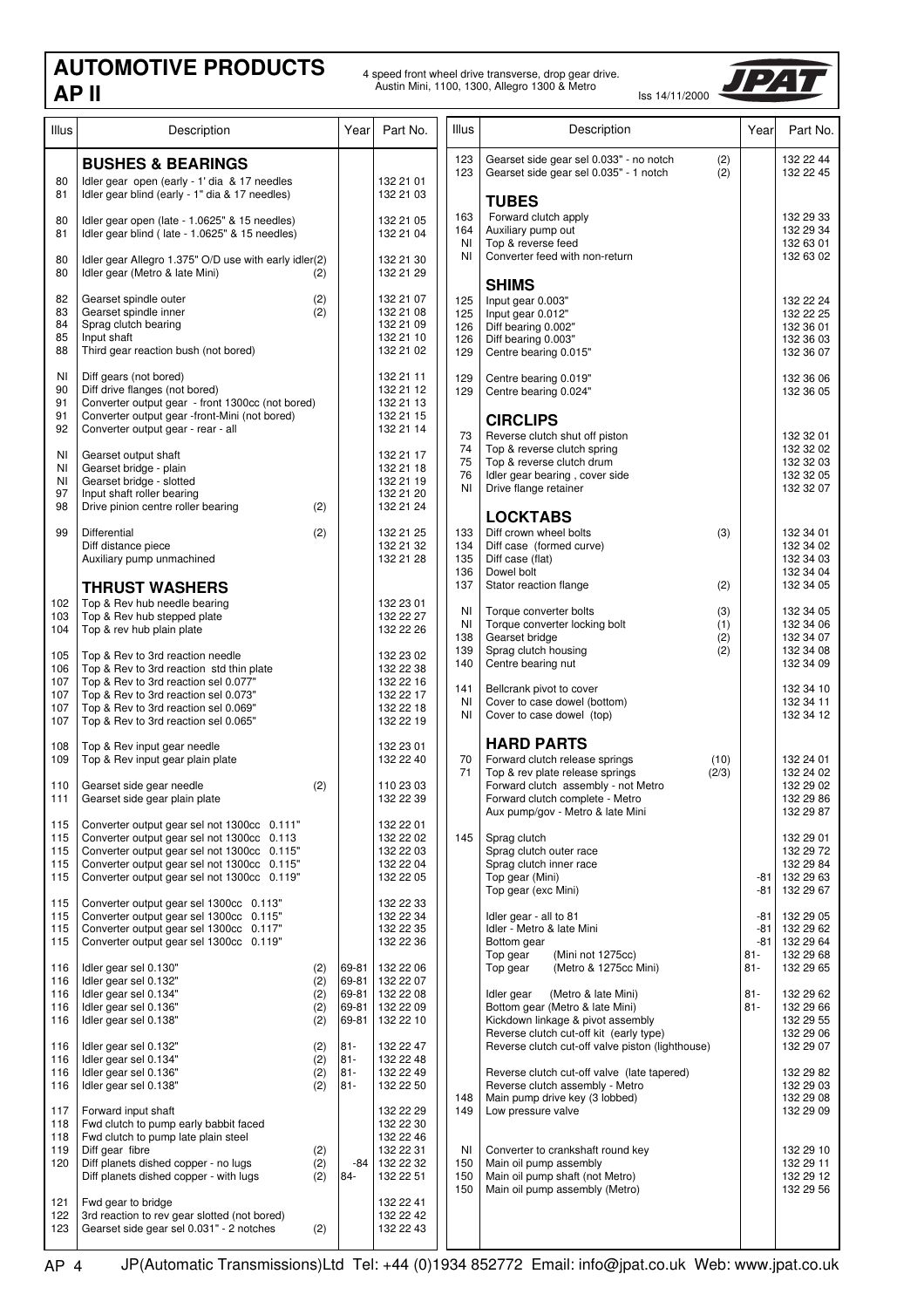# AUTOMOTIVE PRODUCTS AP II

4 speed front wheel drive transverse, drop gear drive.
Austin Mini, 1100, 1300, Allegro 1300 & Metro

Iss 14/11/2000

| Illus | Description | | Year | Part No. |
|---|---|---|---|---|
| | **BUSHES & BEARINGS** | | | |
| 80 | Idler gear open (early - 1' dia & 17 needles | | | 132 21 01 |
| 81 | Idler gear blind (early - 1" dia & 17 needles) | | | 132 21 03 |
| 80 | Idler gear open (late - 1.0625" & 15 needles) | | | 132 21 05 |
| 81 | Idler gear blind ( late - 1.0625" & 15 needles) | | | 132 21 04 |
| 80 | Idler gear Allegro 1.375" O/D use with early idler(2) | | | 132 21 30 |
| 80 | Idler gear (Metro & late Mini) | (2) | | 132 21 29 |
| 82 | Gearset spindle outer | (2) | | 132 21 07 |
| 83 | Gearset spindle inner | (2) | | 132 21 08 |
| 84 | Sprag clutch bearing | | | 132 21 09 |
| 85 | Input shaft | | | 132 21 10 |
| 88 | Third gear reaction bush (not bored) | | | 132 21 02 |
| NI | Diff gears (not bored) | | | 132 21 11 |
| 90 | Diff drive flanges (not bored) | | | 132 21 12 |
| 91 | Converter output gear - front 1300cc (not bored) | | | 132 21 13 |
| 91 | Converter output gear -front-Mini (not bored) | | | 132 21 15 |
| 92 | Converter output gear - rear - all | | | 132 21 14 |
| NI | Gearset output shaft | | | 132 21 17 |
| NI | Gearset bridge - plain | | | 132 21 18 |
| NI | Gearset bridge - slotted | | | 132 21 19 |
| 97 | Input shaft roller bearing | | | 132 21 20 |
| 98 | Drive pinion centre roller bearing | (2) | | 132 21 24 |
| 99 | Differential | (2) | | 132 21 25 |
| | Diff distance piece | | | 132 21 32 |
| | Auxiliary pump unmachined | | | 132 21 28 |
| | **THRUST WASHERS** | | | |
| 102 | Top & Rev hub needle bearing | | | 132 23 01 |
| 103 | Top & Rev hub stepped plate | | | 132 22 27 |
| 104 | Top & rev hub plain plate | | | 132 22 26 |
| 105 | Top & Rev to 3rd reaction needle | | | 132 23 02 |
| 106 | Top & Rev to 3rd reaction std thin plate | | | 132 22 38 |
| 107 | Top & Rev to 3rd reaction sel 0.077" | | | 132 22 16 |
| 107 | Top & Rev to 3rd reaction sel 0.073" | | | 132 22 17 |
| 107 | Top & Rev to 3rd reaction sel 0.069" | | | 132 22 18 |
| 107 | Top & Rev to 3rd reaction sel 0.065" | | | 132 22 19 |
| 108 | Top & Rev input gear needle | | | 132 23 01 |
| 109 | Top & Rev input gear plain plate | | | 132 22 40 |
| 110 | Gearset side gear needle | (2) | | 110 23 03 |
| 111 | Gearset side gear plain plate | | | 132 22 39 |
| 115 | Converter output gear sel not 1300cc 0.111" | | | 132 22 01 |
| 115 | Converter output gear sel not 1300cc 0.113 | | | 132 22 02 |
| 115 | Converter output gear sel not 1300cc 0.115" | | | 132 22 03 |
| 115 | Converter output gear sel not 1300cc 0.115" | | | 132 22 04 |
| 115 | Converter output gear sel not 1300cc 0.119" | | | 132 22 05 |
| 115 | Converter output gear sel 1300cc 0.113" | | | 132 22 33 |
| 115 | Converter output gear sel 1300cc 0.115" | | | 132 22 34 |
| 115 | Converter output gear sel 1300cc 0.117" | | | 132 22 35 |
| 115 | Converter output gear sel 1300cc 0.119" | | | 132 22 36 |
| 116 | Idler gear sel 0.130" | (2) | 69-81 | 132 22 06 |
| 116 | Idler gear sel 0.132" | (2) | 69-81 | 132 22 07 |
| 116 | Idler gear sel 0.134" | (2) | 69-81 | 132 22 08 |
| 116 | Idler gear sel 0.136" | (2) | 69-81 | 132 22 09 |
| 116 | Idler gear sel 0.138" | (2) | 69-81 | 132 22 10 |
| 116 | Idler gear sel 0.132" | (2) | 81- | 132 22 47 |
| 116 | Idler gear sel 0.134" | (2) | 81- | 132 22 48 |
| 116 | Idler gear sel 0.136" | (2) | 81- | 132 22 49 |
| 116 | Idler gear sel 0.138" | (2) | 81- | 132 22 50 |
| 117 | Forward input shaft | | | 132 22 29 |
| 118 | Fwd clutch to pump early babbit faced | | | 132 22 30 |
| 118 | Fwd clutch to pump late plain steel | | | 132 22 46 |
| 119 | Diff gear fibre | (2) | | 132 22 31 |
| 120 | Diff planets dished copper - no lugs | (2) | -84 | 132 22 32 |
| | Diff planets dished copper - with lugs | (2) | 84- | 132 22 51 |
| 121 | Fwd gear to bridge | | | 132 22 41 |
| 122 | 3rd reaction to rev gear slotted (not bored) | | | 132 22 42 |
| 123 | Gearset side gear sel 0.031" - 2 notches | (2) | | 132 22 43 |
| 123 | Gearset side gear sel 0.033" - no notch | (2) | | 132 22 44 |
| 123 | Gearset side gear sel 0.035" - 1 notch | (2) | | 132 22 45 |
| | **TUBES** | | | |
| 163 | Forward clutch apply | | | 132 29 33 |
| 164 | Auxiliary pump out | | | 132 29 34 |
| NI | Top & reverse feed | | | 132 63 01 |
| NI | Converter feed with non-return | | | 132 63 02 |
| | **SHIMS** | | | |
| 125 | Input gear 0.003" | | | 132 22 24 |
| 125 | Input gear 0.012" | | | 132 22 25 |
| 126 | Diff bearing 0.002" | | | 132 36 01 |
| 126 | Diff bearing 0.003" | | | 132 36 03 |
| 129 | Centre bearing 0.015" | | | 132 36 07 |
| 129 | Centre bearing 0.019" | | | 132 36 06 |
| 129 | Centre bearing 0.024" | | | 132 36 05 |
| | **CIRCLIPS** | | | |
| 73 | Reverse clutch shut off piston | | | 132 32 01 |
| 74 | Top & reverse clutch spring | | | 132 32 02 |
| 75 | Top & reverse clutch drum | | | 132 32 03 |
| 76 | Idler gear bearing , cover side | | | 132 32 05 |
| NI | Drive flange retainer | | | 132 32 07 |
| | **LOCKTABS** | | | |
| 133 | Diff crown wheel bolts | (3) | | 132 34 01 |
| 134 | Diff case (formed curve) | | | 132 34 02 |
| 135 | Diff case (flat) | | | 132 34 03 |
| 136 | Dowel bolt | | | 132 34 04 |
| 137 | Stator reaction flange | (2) | | 132 34 05 |
| NI | Torque converter bolts | (3) | | 132 34 05 |
| NI | Torque converter locking bolt | (1) | | 132 34 06 |
| 138 | Gearset bridge | (2) | | 132 34 07 |
| 139 | Sprag clutch housing | (2) | | 132 34 08 |
| 140 | Centre bearing nut | | | 132 34 09 |
| 141 | Bellcrank pivot to cover | | | 132 34 10 |
| NI | Cover to case dowel (bottom) | | | 132 34 11 |
| NI | Cover to case dowel (top) | | | 132 34 12 |
| | **HARD PARTS** | | | |
| 70 | Forward clutch release springs | (10) | | 132 24 01 |
| 71 | Top & rev plate release springs | (2/3) | | 132 24 02 |
| | Forward clutch assembly - not Metro | | | 132 29 02 |
| | Forward clutch complete - Metro | | | 132 29 86 |
| | Aux pump/gov - Metro & late Mini | | | 132 29 87 |
| 145 | Sprag clutch | | | 132 29 01 |
| | Sprag clutch outer race | | | 132 29 72 |
| | Sprag clutch inner race | | | 132 29 84 |
| | Top gear (Mini) | | -81 | 132 29 63 |
| | Top gear (exc Mini) | | -81 | 132 29 67 |
| | Idler gear - all to 81 | | -81 | 132 29 05 |
| | Idler - Metro & late Mini | | -81 | 132 29 62 |
| | Bottom gear | | -81 | 132 29 64 |
| | Top gear (Mini not 1275cc) | | 81- | 132 29 68 |
| | Top gear (Metro & 1275cc Mini) | | 81- | 132 29 65 |
| | Idler gear (Metro & late Mini) | | 81- | 132 29 62 |
| | Bottom gear (Metro & late Mini) | | 81- | 132 29 66 |
| | Kickdown linkage & pivot assembly | | | 132 29 55 |
| | Reverse clutch cut-off kit (early type) | | | 132 29 06 |
| | Reverse clutch cut-off valve piston (lighthouse) | | | 132 29 07 |
| | Reverse clutch cut-off valve (late tapered) | | | 132 29 82 |
| | Reverse clutch assembly - Metro | | | 132 29 03 |
| 148 | Main pump drive key (3 lobbed) | | | 132 29 08 |
| 149 | Low pressure valve | | | 132 29 09 |
| NI | Converter to crankshaft round key | | | 132 29 10 |
| 150 | Main oil pump assembly | | | 132 29 11 |
| 150 | Main oil pump shaft (not Metro) | | | 132 29 12 |
| 150 | Main oil pump assembly (Metro) | | | 132 29 56 |

JP(Automatic Transmissions)Ltd Tel: +44 (0)1934 852772 Email: info@jpat.co.uk Web: www.jpat.co.uk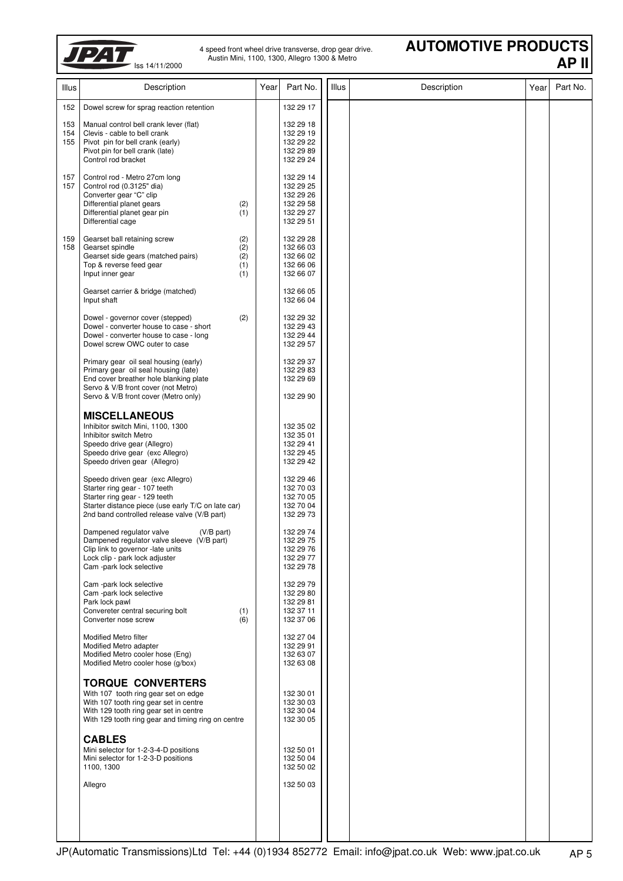4 speed front wheel drive transverse, drop gear drive. Austin Mini, 1100, 1300, Allegro 1300 & Metro

# AUTOMOTIVE PRODUCTS AP II

| Illus | Description | | Year | Part No. |
|---|---|---|---|---|
| 152 | Dowel screw for sprag reaction retention | | | 132 29 17 |
| 153 | Manual control bell crank lever (flat) | | | 132 29 18 |
| 154 | Clevis - cable to bell crank | | | 132 29 19 |
| 155 | Pivot pin for bell crank (early) | | | 132 29 22 |
| | Pivot pin for bell crank (late) | | | 132 29 89 |
| | Control rod bracket | | | 132 29 24 |
| 157 | Control rod - Metro 27cm long | | | 132 29 14 |
| 157 | Control rod (0.3125" dia) | | | 132 29 25 |
| | Converter gear "C" clip | | | 132 29 26 |
| | Differential planet gears | (2) | | 132 29 58 |
| | Differential planet gear pin | (1) | | 132 29 27 |
| | Differential cage | | | 132 29 51 |
| 159 | Gearset ball retaining screw | (2) | | 132 29 28 |
| 158 | Gearset spindle | (2) | | 132 66 03 |
| | Gearset side gears (matched pairs) | (2) | | 132 66 02 |
| | Top & reverse feed gear | (1) | | 132 66 06 |
| | Input inner gear | (1) | | 132 66 07 |
| | Gearset carrier & bridge (matched) | | | 132 66 05 |
| | Input shaft | | | 132 66 04 |
| | Dowel - governor cover (stepped) | (2) | | 132 29 32 |
| | Dowel - converter house to case - short | | | 132 29 43 |
| | Dowel - converter house to case - long | | | 132 29 44 |
| | Dowel screw OWC outer to case | | | 132 29 57 |
| | Primary gear oil seal housing (early) | | | 132 29 37 |
| | Primary gear oil seal housing (late) | | | 132 29 83 |
| | End cover breather hole blanking plate | | | 132 29 69 |
| | Servo & V/B front cover (not Metro) | | | |
| | Servo & V/B front cover (Metro only) | | | 132 29 90 |
| | **MISCELLANEOUS** | | | |
| | Inhibitor switch Mini, 1100, 1300 | | | 132 35 02 |
| | Inhibitor switch Metro | | | 132 35 01 |
| | Speedo drive gear (Allegro) | | | 132 29 41 |
| | Speedo drive gear (exc Allegro) | | | 132 29 45 |
| | Speedo driven gear (Allegro) | | | 132 29 42 |
| | Speedo driven gear (exc Allegro) | | | 132 29 46 |
| | Starter ring gear - 107 teeth | | | 132 70 03 |
| | Starter ring gear - 129 teeth | | | 132 70 05 |
| | Starter distance piece (use early T/C on late car) | | | 132 70 04 |
| | 2nd band controlled release valve (V/B part) | | | 132 29 73 |
| | Dampened regulator valve (V/B part) | | | 132 29 74 |
| | Dampened regulator valve sleeve (V/B part) | | | 132 29 75 |
| | Clip link to governor -late units | | | 132 29 76 |
| | Lock clip - park lock adjuster | | | 132 29 77 |
| | Cam -park lock selective | | | 132 29 78 |
| | Cam -park lock selective | | | 132 29 79 |
| | Cam -park lock selective | | | 132 29 80 |
| | Park lock pawl | | | 132 29 81 |
| | Convereter central securing bolt | (1) | | 132 37 11 |
| | Converter nose screw | (6) | | 132 37 06 |
| | Modified Metro filter | | | 132 27 04 |
| | Modified Metro adapter | | | 132 29 91 |
| | Modified Metro cooler hose (Eng) | | | 132 63 07 |
| | Modified Metro cooler hose (g/box) | | | 132 63 08 |
| | **TORQUE CONVERTERS** | | | |
| | With 107 tooth ring gear set on edge | | | 132 30 01 |
| | With 107 tooth ring gear set in centre | | | 132 30 03 |
| | With 129 tooth ring gear set in centre | | | 132 30 04 |
| | With 129 tooth ring gear and timing ring on centre | | | 132 30 05 |
| | **CABLES** | | | |
| | Mini selector for 1-2-3-4-D positions | | | 132 50 01 |
| | Mini selector for 1-2-3-D positions | | | 132 50 04 |
| | 1100, 1300 | | | 132 50 02 |
| | Allegro | | | 132 50 03 |

JP(Automatic Transmissions)Ltd Tel: +44 (0)1934 852772 Email: info@jpat.co.uk Web: www.jpat.co.uk